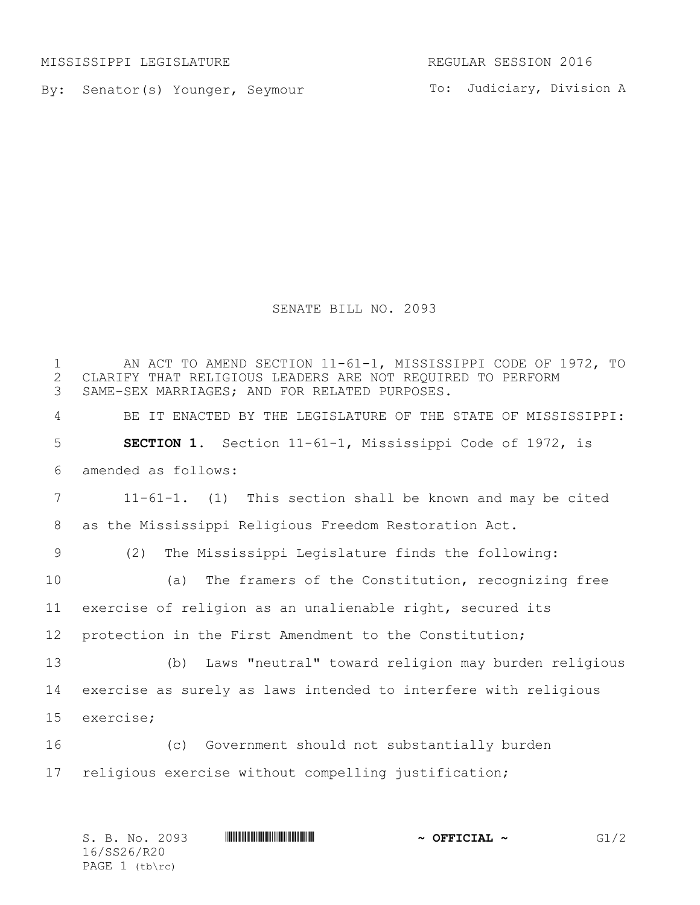MISSISSIPPI LEGISLATURE REGULAR SESSION 2016

By: Senator(s) Younger, Seymour

To: Judiciary, Division A

# SENATE BILL NO. 2093

AN ACT TO AMEND SECTION 11-61-1, MISSISSIPPI CODE OF 1972, TO CLARIFY THAT RELIGIOUS LEADERS ARE NOT REQUIRED TO PERFORM SAME-SEX MARRIAGES; AND FOR RELATED PURPOSES.

BE IT ENACTED BY THE LEGISLATURE OF THE STATE OF MISSISSIPPI:

**SECTION 1.** Section 11-61-1, Mississippi Code of 1972, is amended as follows:

11-61-1. (1) This section shall be known and may be cited as the Mississippi Religious Freedom Restoration Act.

(2) The Mississippi Legislature finds the following:

(a) The framers of the Constitution, recognizing free exercise of religion as an unalienable right, secured its protection in the First Amendment to the Constitution;

(b) Laws "neutral" toward religion may burden religious exercise as surely as laws intended to interfere with religious exercise;

(c) Government should not substantially burden religious exercise without compelling justification;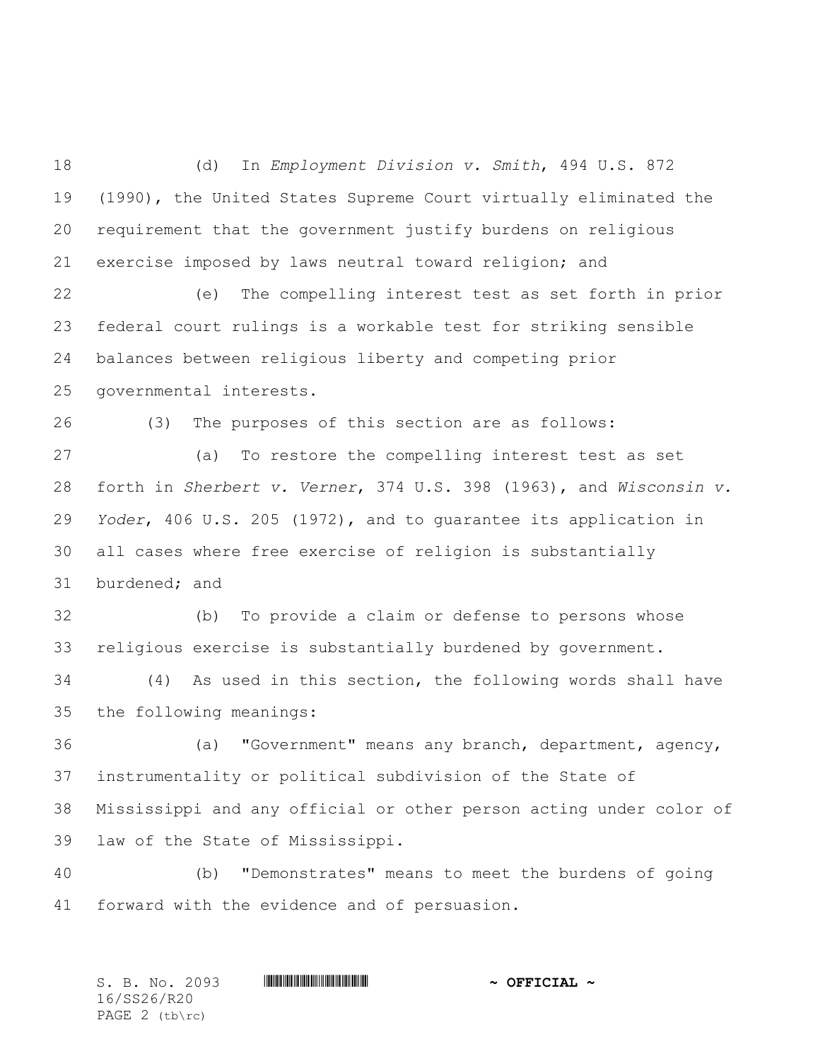(d) In *Employment Division v. Smith*, 494 U.S. 872 (1990), the United States Supreme Court virtually eliminated the requirement that the government justify burdens on religious exercise imposed by laws neutral toward religion; and

(e) The compelling interest test as set forth in prior federal court rulings is a workable test for striking sensible balances between religious liberty and competing prior governmental interests.

(3) The purposes of this section are as follows:

(a) To restore the compelling interest test as set forth in *Sherbert v. Verner*, 374 U.S. 398 (1963), and *Wisconsin v. Yoder*, 406 U.S. 205 (1972), and to guarantee its application in all cases where free exercise of religion is substantially burdened; and

(b) To provide a claim or defense to persons whose religious exercise is substantially burdened by government.

(4) As used in this section, the following words shall have the following meanings:

(a) "Government" means any branch, department, agency, instrumentality or political subdivision of the State of Mississippi and any official or other person acting under color of law of the State of Mississippi.

(b) "Demonstrates" means to meet the burdens of going forward with the evidence and of persuasion.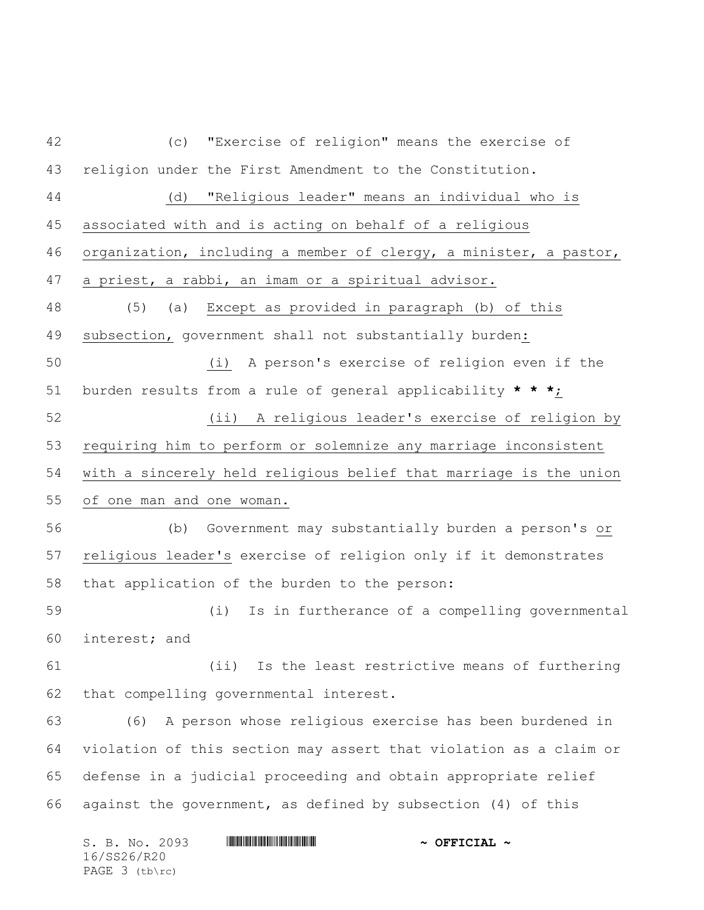(c) "Exercise of religion" means the exercise of religion under the First Amendment to the Constitution.

(d) "Religious leader" means an individual who is associated with and is acting on behalf of a religious organization, including a member of clergy, a minister, a pastor, a priest, a rabbi, an imam or a spiritual advisor.

(5) (a) Except as provided in paragraph (b) of this subsection, government shall not substantially burden:

(i) A person's exercise of religion even if the burden results from a rule of general applicability * * *;

(ii) A religious leader's exercise of religion by requiring him to perform or solemnize any marriage inconsistent with a sincerely held religious belief that marriage is the union of one man and one woman.

(b) Government may substantially burden a person's or religious leader's exercise of religion only if it demonstrates that application of the burden to the person:

(i) Is in furtherance of a compelling governmental interest; and

(ii) Is the least restrictive means of furthering that compelling governmental interest.

(6) A person whose religious exercise has been burdened in violation of this section may assert that violation as a claim or defense in a judicial proceeding and obtain appropriate relief against the government, as defined by subsection (4) of this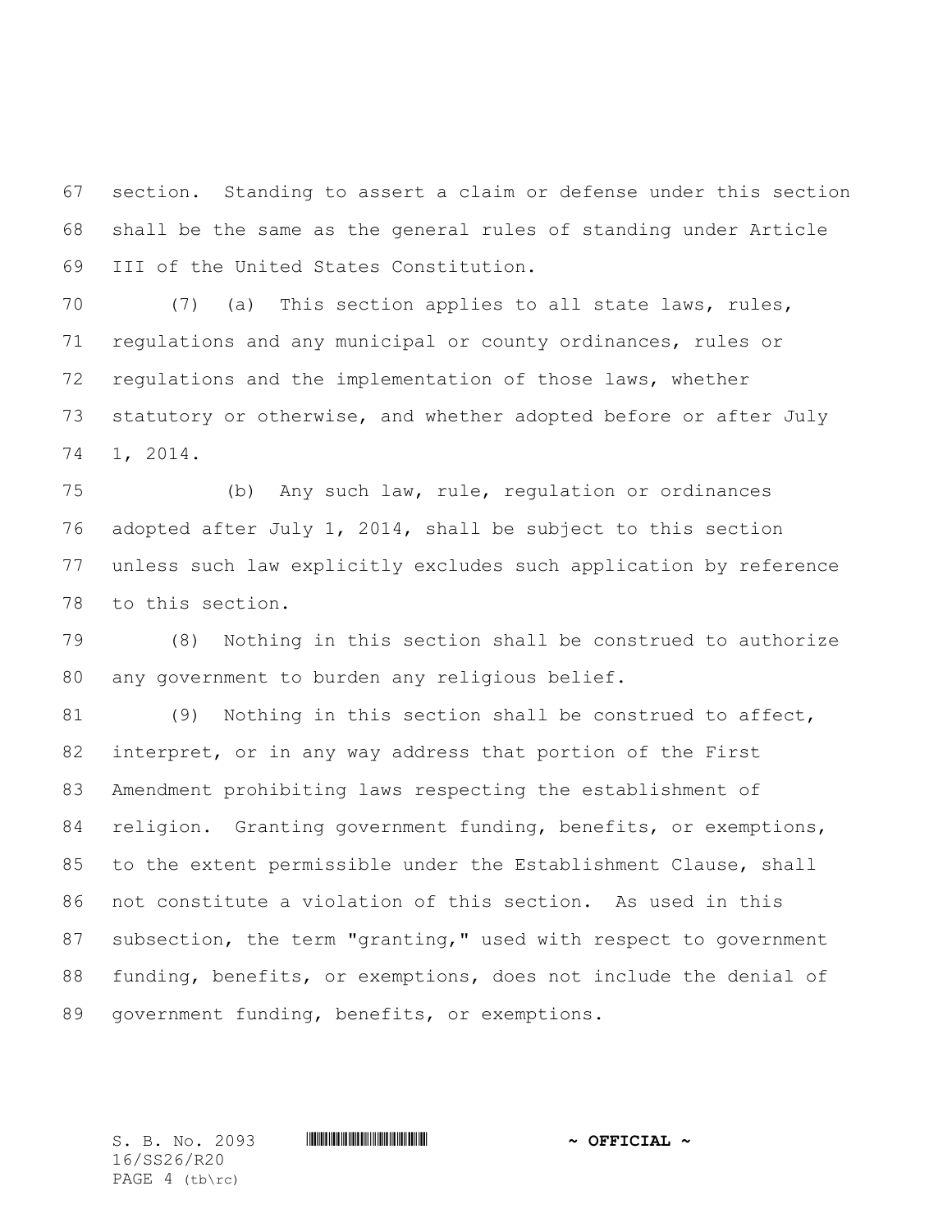section. Standing to assert a claim or defense under this section shall be the same as the general rules of standing under Article III of the United States Constitution.

(7) (a) This section applies to all state laws, rules, regulations and any municipal or county ordinances, rules or regulations and the implementation of those laws, whether statutory or otherwise, and whether adopted before or after July 1, 2014.

(b) Any such law, rule, regulation or ordinances adopted after July 1, 2014, shall be subject to this section unless such law explicitly excludes such application by reference to this section.

(8) Nothing in this section shall be construed to authorize any government to burden any religious belief.

(9) Nothing in this section shall be construed to affect, interpret, or in any way address that portion of the First Amendment prohibiting laws respecting the establishment of religion. Granting government funding, benefits, or exemptions, to the extent permissible under the Establishment Clause, shall not constitute a violation of this section. As used in this subsection, the term "granting," used with respect to government funding, benefits, or exemptions, does not include the denial of government funding, benefits, or exemptions.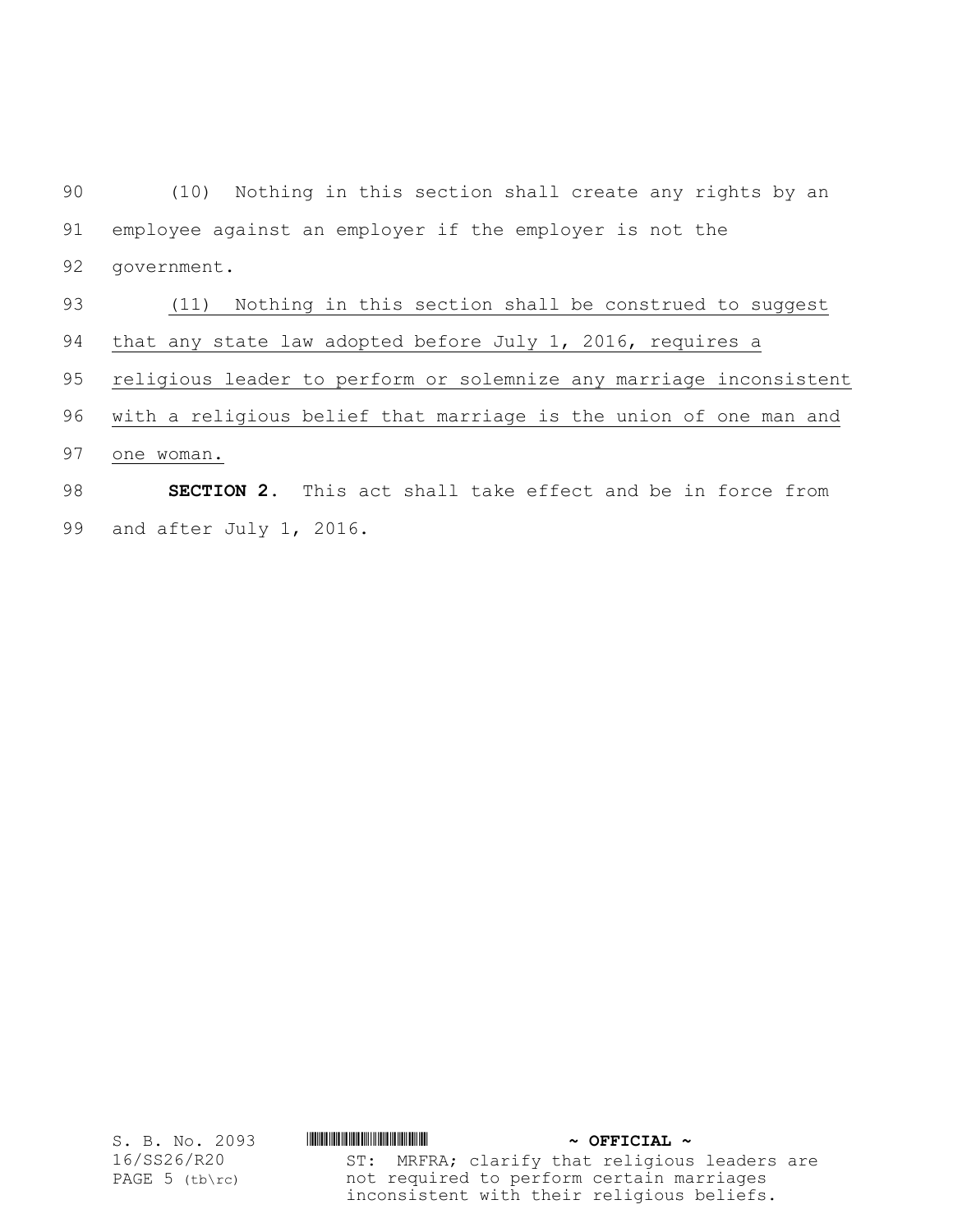(10) Nothing in this section shall create any rights by an employee against an employer if the employer is not the government.

(11) Nothing in this section shall be construed to suggest that any state law adopted before July 1, 2016, requires a religious leader to perform or solemnize any marriage inconsistent with a religious belief that marriage is the union of one man and one woman.

**SECTION 2.** This act shall take effect and be in force from and after July 1, 2016.